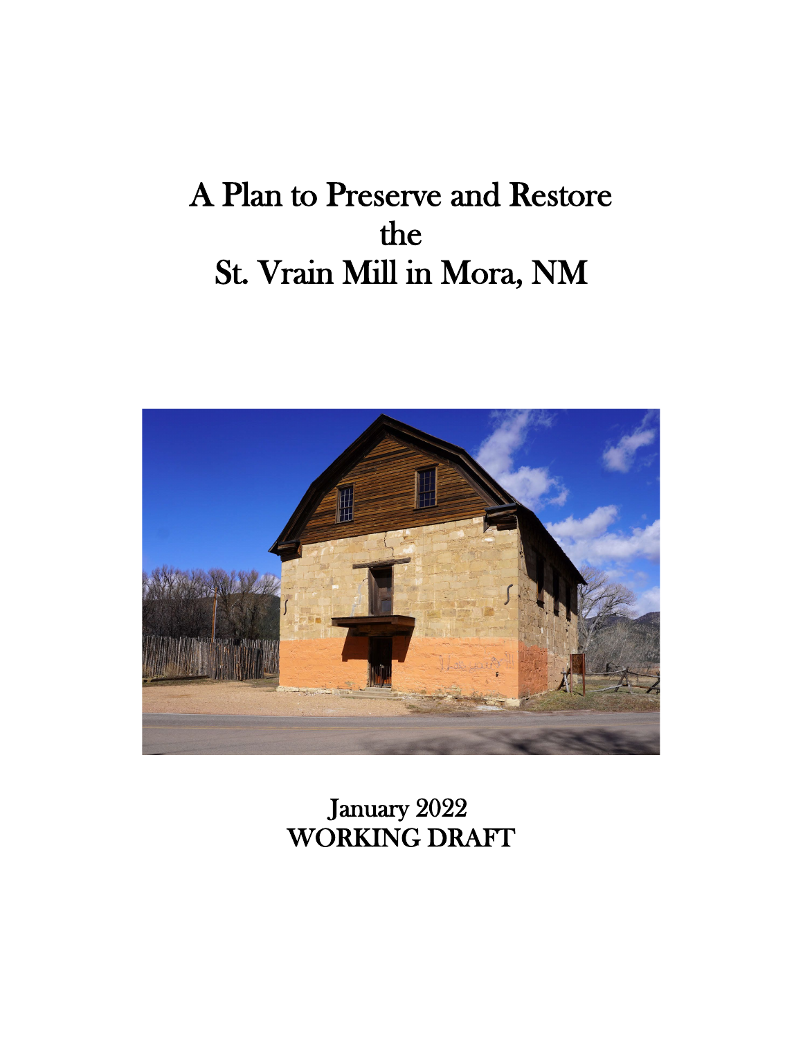# A Plan to Preserve and Restore the St. Vrain Mill in Mora, NM

January 2022
WORKING DRAFT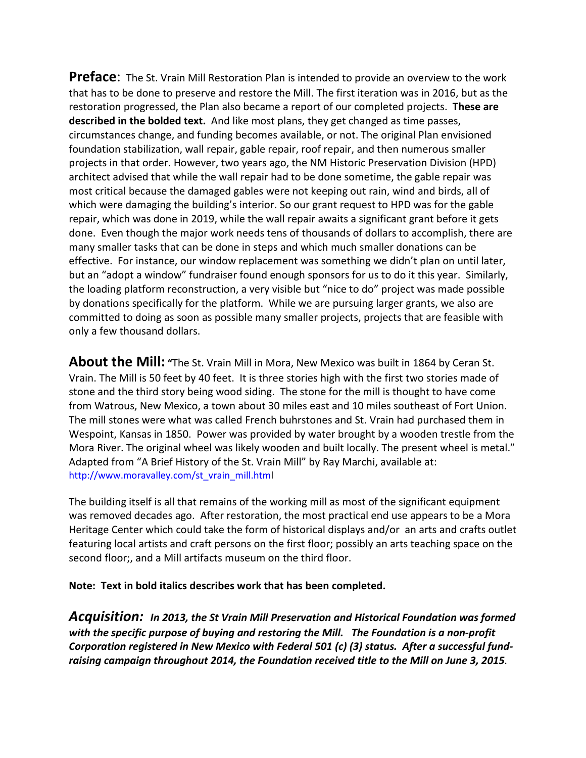**Preface**: The St. Vrain Mill Restoration Plan is intended to provide an overview to the work that has to be done to preserve and restore the Mill. The first iteration was in 2016, but as the restoration progressed, the Plan also became a report of our completed projects. **These are described in the bolded text.** And like most plans, they get changed as time passes, circumstances change, and funding becomes available, or not. The original Plan envisioned foundation stabilization, wall repair, gable repair, roof repair, and then numerous smaller projects in that order. However, two years ago, the NM Historic Preservation Division (HPD) architect advised that while the wall repair had to be done sometime, the gable repair was most critical because the damaged gables were not keeping out rain, wind and birds, all of which were damaging the building's interior. So our grant request to HPD was for the gable repair, which was done in 2019, while the wall repair awaits a significant grant before it gets done. Even though the major work needs tens of thousands of dollars to accomplish, there are many smaller tasks that can be done in steps and which much smaller donations can be effective. For instance, our window replacement was something we didn't plan on until later, but an "adopt a window" fundraiser found enough sponsors for us to do it this year. Similarly, the loading platform reconstruction, a very visible but "nice to do" project was made possible by donations specifically for the platform. While we are pursuing larger grants, we also are committed to doing as soon as possible many smaller projects, projects that are feasible with only a few thousand dollars.

**About the Mill:** "The St. Vrain Mill in Mora, New Mexico was built in 1864 by Ceran St. Vrain. The Mill is 50 feet by 40 feet. It is three stories high with the first two stories made of stone and the third story being wood siding. The stone for the mill is thought to have come from Watrous, New Mexico, a town about 30 miles east and 10 miles southeast of Fort Union. The mill stones were what was called French buhrstones and St. Vrain had purchased them in Wespoint, Kansas in 1850. Power was provided by water brought by a wooden trestle from the Mora River. The original wheel was likely wooden and built locally. The present wheel is metal." Adapted from "A Brief History of the St. Vrain Mill" by Ray Marchi, available at: http://www.moravalley.com/st_vrain_mill.html

The building itself is all that remains of the working mill as most of the significant equipment was removed decades ago. After restoration, the most practical end use appears to be a Mora Heritage Center which could take the form of historical displays and/or an arts and crafts outlet featuring local artists and craft persons on the first floor; possibly an arts teaching space on the second floor;, and a Mill artifacts museum on the third floor.

**Note: Text in bold italics describes work that has been completed.**

***Acquisition:*** ***In 2013, the St Vrain Mill Preservation and Historical Foundation was formed with the specific purpose of buying and restoring the Mill. The Foundation is a non-profit Corporation registered in New Mexico with Federal 501 (c) (3) status. After a successful fund-raising campaign throughout 2014, the Foundation received title to the Mill on June 3, 2015.***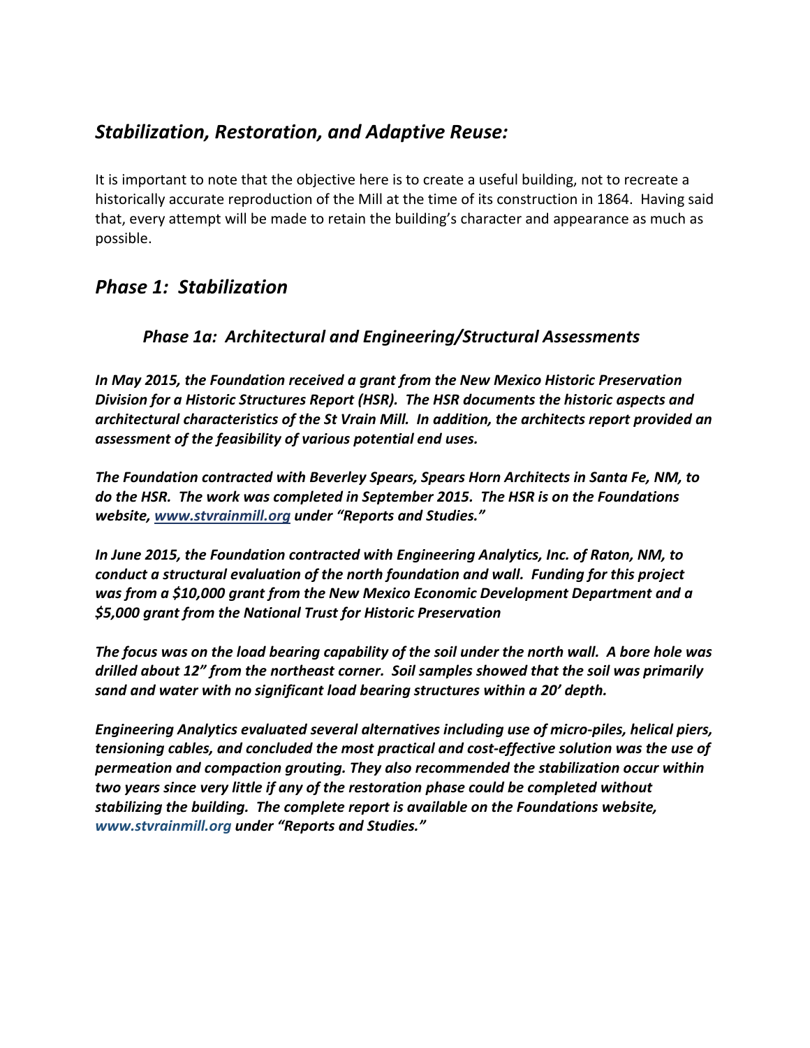## *Stabilization, Restoration, and Adaptive Reuse:*

It is important to note that the objective here is to create a useful building, not to recreate a historically accurate reproduction of the Mill at the time of its construction in 1864. Having said that, every attempt will be made to retain the building's character and appearance as much as possible.

## *Phase 1: Stabilization*

### *Phase 1a: Architectural and Engineering/Structural Assessments*

***In May 2015, the Foundation received a grant from the New Mexico Historic Preservation Division for a Historic Structures Report (HSR). The HSR documents the historic aspects and architectural characteristics of the St Vrain Mill. In addition, the architects report provided an assessment of the feasibility of various potential end uses.***

***The Foundation contracted with Beverley Spears, Spears Horn Architects in Santa Fe, NM, to do the HSR. The work was completed in September 2015. The HSR is on the Foundations website, www.stvrainmill.org under "Reports and Studies."***

***In June 2015, the Foundation contracted with Engineering Analytics, Inc. of Raton, NM, to conduct a structural evaluation of the north foundation and wall. Funding for this project was from a $10,000 grant from the New Mexico Economic Development Department and a $5,000 grant from the National Trust for Historic Preservation***

***The focus was on the load bearing capability of the soil under the north wall. A bore hole was drilled about 12" from the northeast corner. Soil samples showed that the soil was primarily sand and water with no significant load bearing structures within a 20' depth.***

***Engineering Analytics evaluated several alternatives including use of micro-piles, helical piers, tensioning cables, and concluded the most practical and cost-effective solution was the use of permeation and compaction grouting. They also recommended the stabilization occur within two years since very little if any of the restoration phase could be completed without stabilizing the building. The complete report is available on the Foundations website, www.stvrainmill.org under "Reports and Studies."***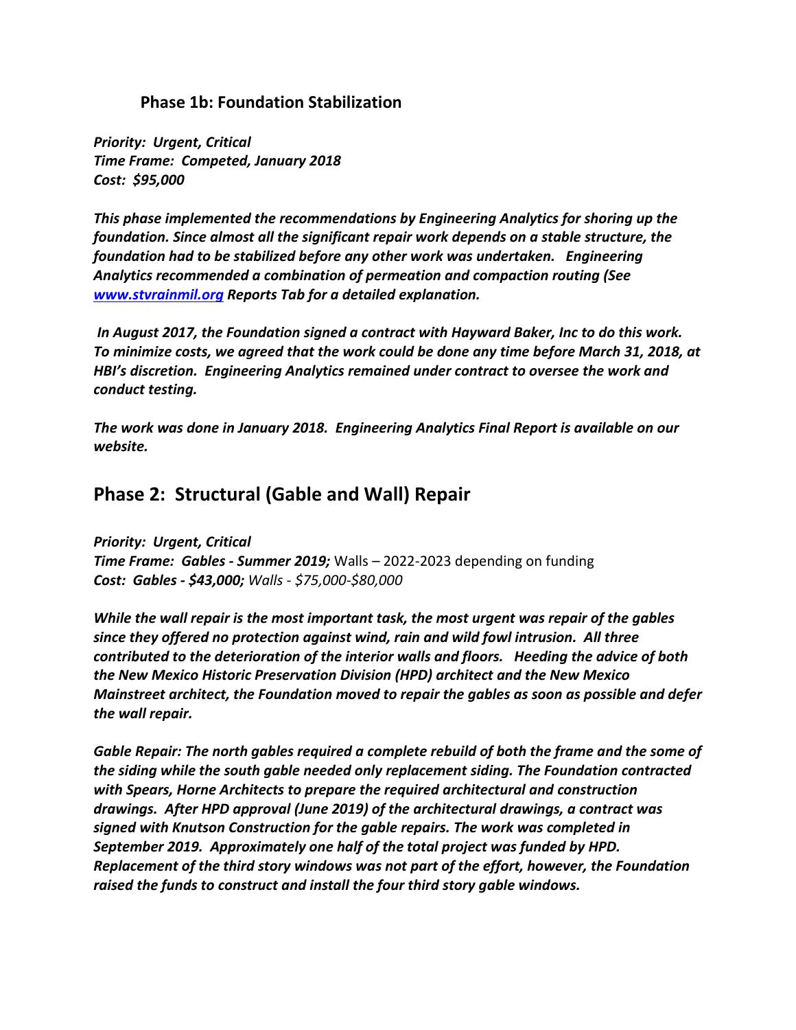### Phase 1b: Foundation Stabilization

***Priority: Urgent, Critical***
***Time Frame: Competed, January 2018***
***Cost: $95,000***

***This phase implemented the recommendations by Engineering Analytics for shoring up the foundation. Since almost all the significant repair work depends on a stable structure, the foundation had to be stabilized before any other work was undertaken. Engineering Analytics recommended a combination of permeation and compaction routing (See [www.stvrainmil.org](http://www.stvrainmil.org) Reports Tab for a detailed explanation.***

***In August 2017, the Foundation signed a contract with Hayward Baker, Inc to do this work. To minimize costs, we agreed that the work could be done any time before March 31, 2018, at HBI's discretion. Engineering Analytics remained under contract to oversee the work and conduct testing.***

***The work was done in January 2018. Engineering Analytics Final Report is available on our website.***

## Phase 2: Structural (Gable and Wall) Repair

***Priority: Urgent, Critical***
***Time Frame: Gables - Summer 2019;*** Walls – 2022-2023 depending on funding
***Cost: Gables - $43,000;*** *Walls - $75,000-$80,000*

***While the wall repair is the most important task, the most urgent was repair of the gables since they offered no protection against wind, rain and wild fowl intrusion. All three contributed to the deterioration of the interior walls and floors. Heeding the advice of both the New Mexico Historic Preservation Division (HPD) architect and the New Mexico Mainstreet architect, the Foundation moved to repair the gables as soon as possible and defer the wall repair.***

***Gable Repair: The north gables required a complete rebuild of both the frame and the some of the siding while the south gable needed only replacement siding. The Foundation contracted with Spears, Horne Architects to prepare the required architectural and construction drawings. After HPD approval (June 2019) of the architectural drawings, a contract was signed with Knutson Construction for the gable repairs. The work was completed in September 2019. Approximately one half of the total project was funded by HPD. Replacement of the third story windows was not part of the effort, however, the Foundation raised the funds to construct and install the four third story gable windows.***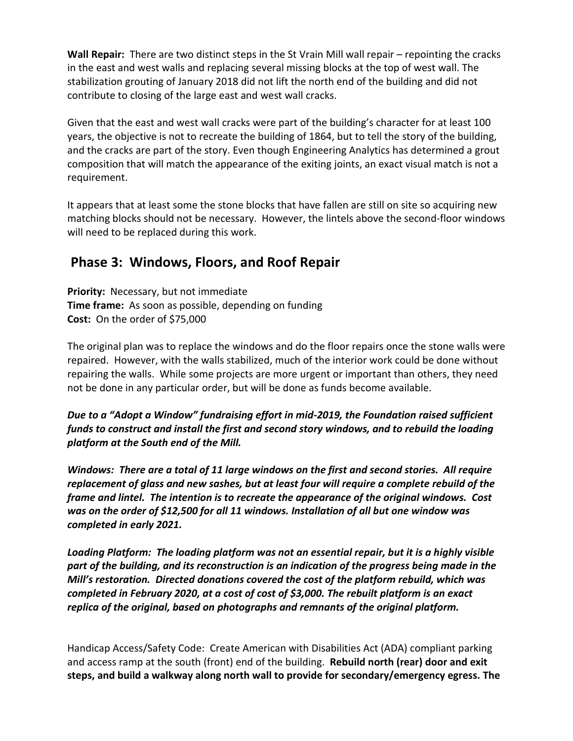**Wall Repair:** There are two distinct steps in the St Vrain Mill wall repair – repointing the cracks in the east and west walls and replacing several missing blocks at the top of west wall. The stabilization grouting of January 2018 did not lift the north end of the building and did not contribute to closing of the large east and west wall cracks.

Given that the east and west wall cracks were part of the building's character for at least 100 years, the objective is not to recreate the building of 1864, but to tell the story of the building, and the cracks are part of the story. Even though Engineering Analytics has determined a grout composition that will match the appearance of the exiting joints, an exact visual match is not a requirement.

It appears that at least some the stone blocks that have fallen are still on site so acquiring new matching blocks should not be necessary. However, the lintels above the second-floor windows will need to be replaced during this work.

## Phase 3: Windows, Floors, and Roof Repair

**Priority:** Necessary, but not immediate
**Time frame:** As soon as possible, depending on funding
**Cost:** On the order of $75,000

The original plan was to replace the windows and do the floor repairs once the stone walls were repaired. However, with the walls stabilized, much of the interior work could be done without repairing the walls. While some projects are more urgent or important than others, they need not be done in any particular order, but will be done as funds become available.

***Due to a "Adopt a Window" fundraising effort in mid-2019, the Foundation raised sufficient funds to construct and install the first and second story windows, and to rebuild the loading platform at the South end of the Mill.***

***Windows: There are a total of 11 large windows on the first and second stories. All require replacement of glass and new sashes, but at least four will require a complete rebuild of the frame and lintel. The intention is to recreate the appearance of the original windows. Cost was on the order of $12,500 for all 11 windows. Installation of all but one window was completed in early 2021.***

***Loading Platform: The loading platform was not an essential repair, but it is a highly visible part of the building, and its reconstruction is an indication of the progress being made in the Mill's restoration. Directed donations covered the cost of the platform rebuild, which was completed in February 2020, at a cost of cost of $3,000. The rebuilt platform is an exact replica of the original, based on photographs and remnants of the original platform.***

Handicap Access/Safety Code: Create American with Disabilities Act (ADA) compliant parking and access ramp at the south (front) end of the building. **Rebuild north (rear) door and exit steps, and build a walkway along north wall to provide for secondary/emergency egress. The**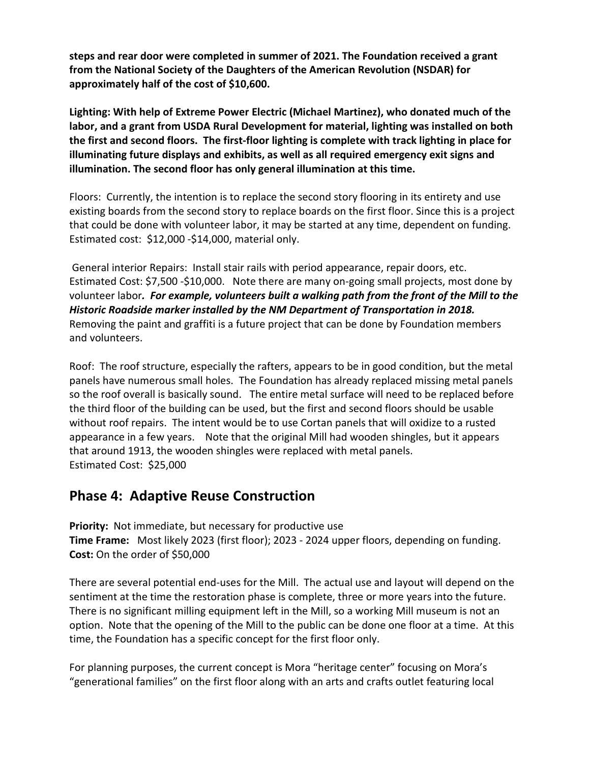**steps and rear door were completed in summer of 2021. The Foundation received a grant from the National Society of the Daughters of the American Revolution (NSDAR) for approximately half of the cost of $10,600.**

**Lighting: With help of Extreme Power Electric (Michael Martinez), who donated much of the labor, and a grant from USDA Rural Development for material, lighting was installed on both the first and second floors. The first-floor lighting is complete with track lighting in place for illuminating future displays and exhibits, as well as all required emergency exit signs and illumination. The second floor has only general illumination at this time.**

Floors: Currently, the intention is to replace the second story flooring in its entirety and use existing boards from the second story to replace boards on the first floor. Since this is a project that could be done with volunteer labor, it may be started at any time, dependent on funding. Estimated cost: $12,000 -$14,000, material only.

General interior Repairs: Install stair rails with period appearance, repair doors, etc. Estimated Cost: $7,500 -$10,000. Note there are many on-going small projects, most done by volunteer labor***. For example, volunteers built a walking path from the front of the Mill to the Historic Roadside marker installed by the NM Department of Transportation in 2018.*** Removing the paint and graffiti is a future project that can be done by Foundation members and volunteers.

Roof: The roof structure, especially the rafters, appears to be in good condition, but the metal panels have numerous small holes. The Foundation has already replaced missing metal panels so the roof overall is basically sound. The entire metal surface will need to be replaced before the third floor of the building can be used, but the first and second floors should be usable without roof repairs. The intent would be to use Cortan panels that will oxidize to a rusted appearance in a few years. Note that the original Mill had wooden shingles, but it appears that around 1913, the wooden shingles were replaced with metal panels.
Estimated Cost: $25,000

## Phase 4: Adaptive Reuse Construction

**Priority:** Not immediate, but necessary for productive use
**Time Frame:** Most likely 2023 (first floor); 2023 - 2024 upper floors, depending on funding.
**Cost:** On the order of $50,000

There are several potential end-uses for the Mill. The actual use and layout will depend on the sentiment at the time the restoration phase is complete, three or more years into the future. There is no significant milling equipment left in the Mill, so a working Mill museum is not an option. Note that the opening of the Mill to the public can be done one floor at a time. At this time, the Foundation has a specific concept for the first floor only.

For planning purposes, the current concept is Mora "heritage center" focusing on Mora's "generational families" on the first floor along with an arts and crafts outlet featuring local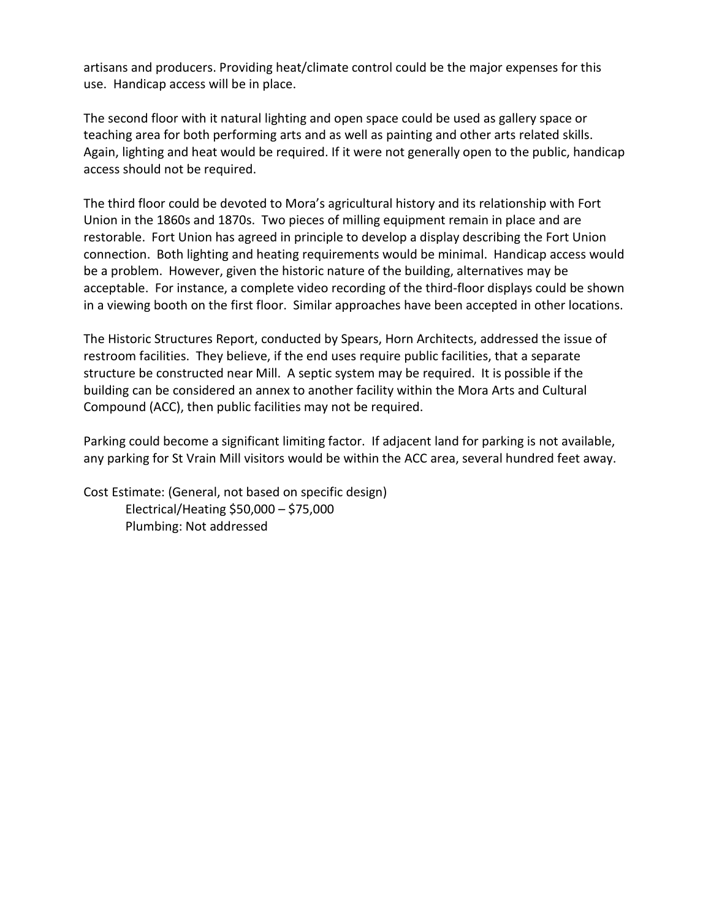artisans and producers. Providing heat/climate control could be the major expenses for this use. Handicap access will be in place.

The second floor with it natural lighting and open space could be used as gallery space or teaching area for both performing arts and as well as painting and other arts related skills. Again, lighting and heat would be required. If it were not generally open to the public, handicap access should not be required.

The third floor could be devoted to Mora's agricultural history and its relationship with Fort Union in the 1860s and 1870s. Two pieces of milling equipment remain in place and are restorable. Fort Union has agreed in principle to develop a display describing the Fort Union connection. Both lighting and heating requirements would be minimal. Handicap access would be a problem. However, given the historic nature of the building, alternatives may be acceptable. For instance, a complete video recording of the third-floor displays could be shown in a viewing booth on the first floor. Similar approaches have been accepted in other locations.

The Historic Structures Report, conducted by Spears, Horn Architects, addressed the issue of restroom facilities. They believe, if the end uses require public facilities, that a separate structure be constructed near Mill. A septic system may be required. It is possible if the building can be considered an annex to another facility within the Mora Arts and Cultural Compound (ACC), then public facilities may not be required.

Parking could become a significant limiting factor. If adjacent land for parking is not available, any parking for St Vrain Mill visitors would be within the ACC area, several hundred feet away.

Cost Estimate: (General, not based on specific design)

Electrical/Heating $50,000 – $75,000

Plumbing: Not addressed